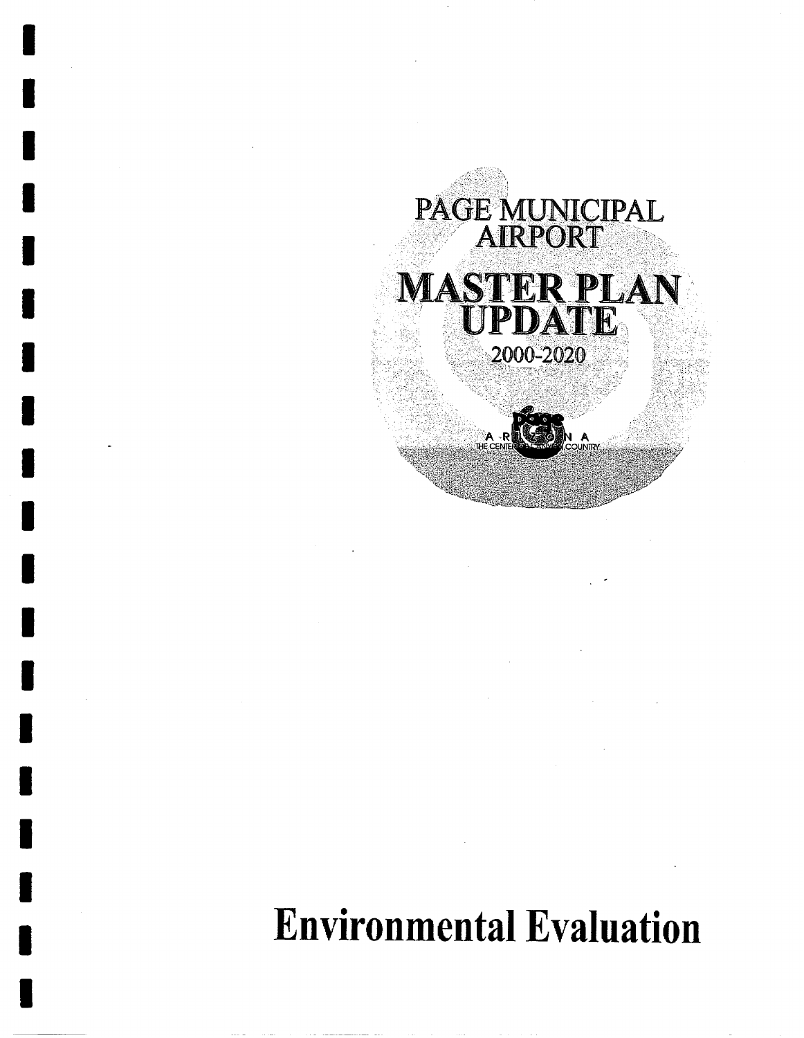# PAGE MUNICIPAL AIRPORT

# MASTER PLAN UPDATE

2000-2020

# Environmental Evaluation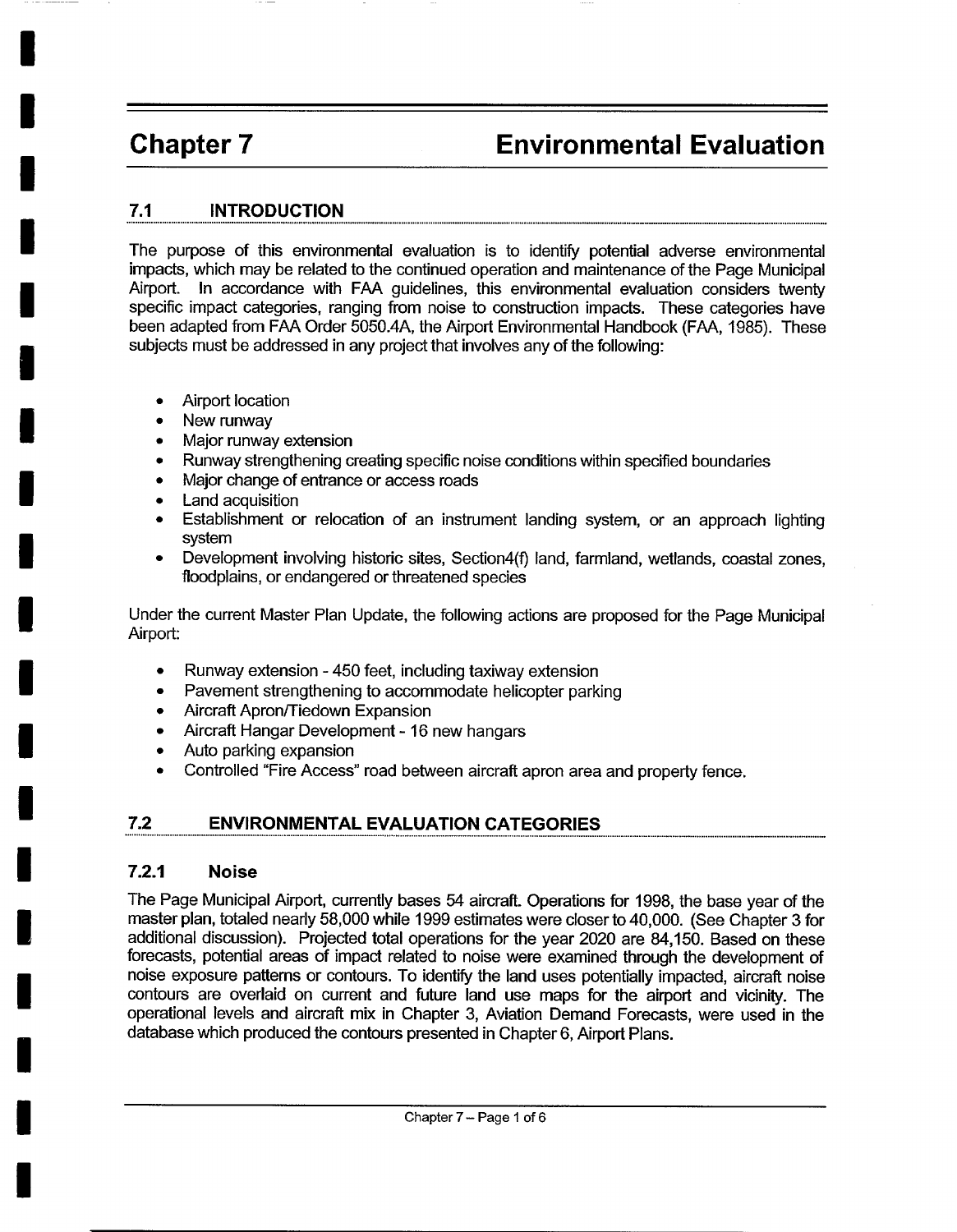# Chapter 7 Environmental Evaluation

## 7.1 INTRODUCTION

The purpose of this environmental evaluation is to identify potential adverse environmental impacts, which may be related to the continued operation and maintenance of the Page Municipal Airport. In accordance with FAA guidelines, this environmental evaluation considers twenty specific impact categories, ranging from noise to construction impacts. These categories have been adapted from FAA Order 5050.4A, the Airport Environmental Handbook (FAA, 1985). These subjects must be addressed in any project that involves any of the following:

- Airport location
- New runway
- Major runway extension
- Runway strengthening creating specific noise conditions within specified boundaries
- Major change of entrance or access roads
- Land acquisition
- Establishment or relocation of an instrument landing system, or an approach lighting system
- Development involving historic sites, Section4(f) land, farmland, wetlands, coastal zones, floodplains, or endangered or threatened species

Under the current Master Plan Update, the following actions are proposed for the Page Municipal Airport:

- Runway extension - 450 feet, including taxiway extension
- Pavement strengthening to accommodate helicopter parking
- Aircraft Apron/Tiedown Expansion
- Aircraft Hangar Development - 16 new hangars
- Auto parking expansion
- Controlled "Fire Access" road between aircraft apron area and property fence.

## 7.2 ENVIRONMENTAL EVALUATION CATEGORIES

### 7.2.1 Noise

The Page Municipal Airport, currently bases 54 aircraft. Operations for 1998, the base year of the master plan, totaled nearly 58,000 while 1999 estimates were closer to 40,000. (See Chapter 3 for additional discussion). Projected total operations for the year 2020 are 84,150. Based on these forecasts, potential areas of impact related to noise were examined through the development of noise exposure patterns or contours. To identify the land uses potentially impacted, aircraft noise contours are overlaid on current and future land use maps for the airport and vicinity. The operational levels and aircraft mix in Chapter 3, Aviation Demand Forecasts, were used in the database which produced the contours presented in Chapter 6, Airport Plans.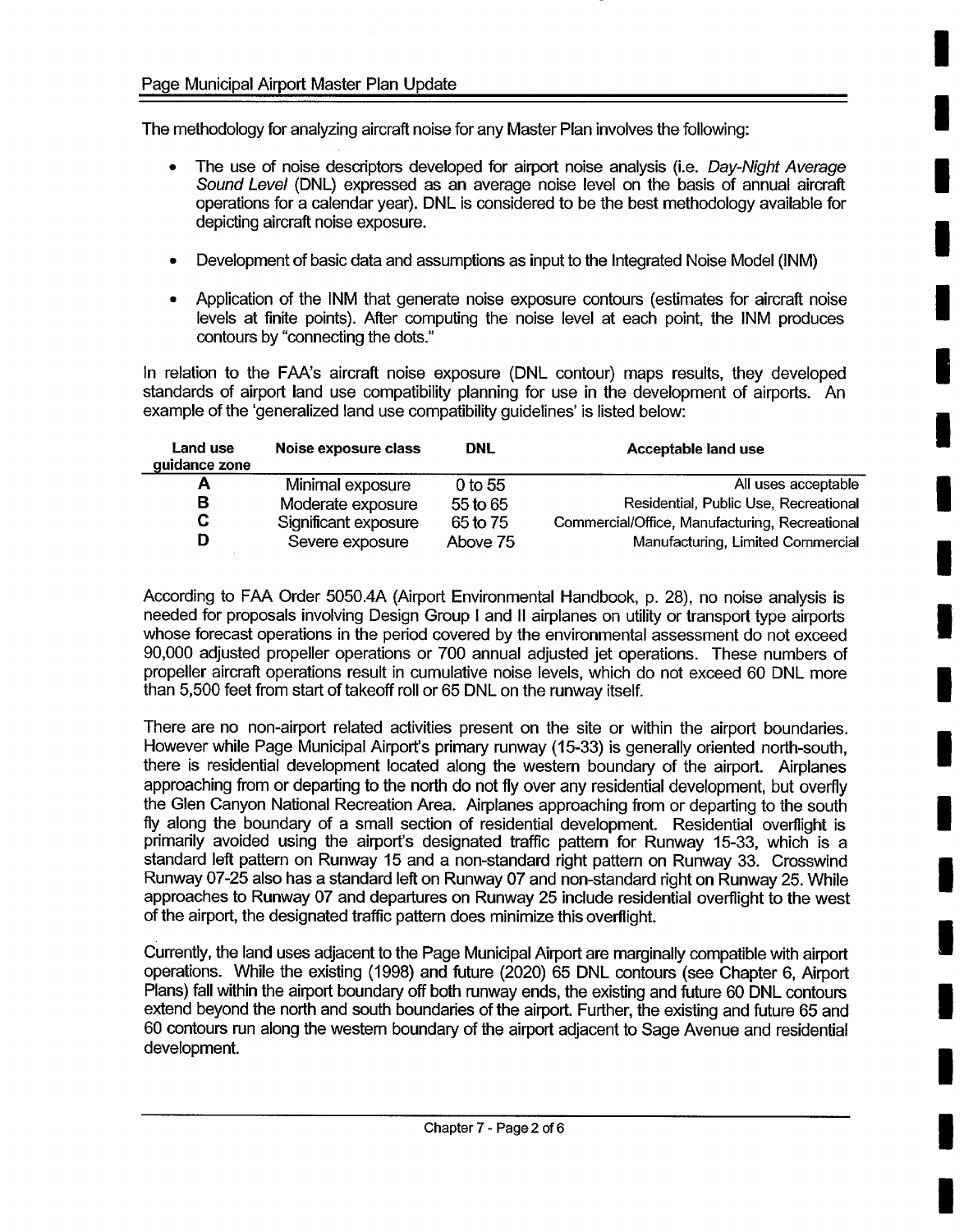The methodology for analyzing aircraft noise for any Master Plan involves the following:

- The use of noise descriptors developed for airport noise analysis (i.e. *Day-Night Average Sound Level* (DNL) expressed as an average noise level on the basis of annual aircraft operations for a calendar year). DNL is considered to be the best methodology available for depicting aircraft noise exposure.
- Development of basic data and assumptions as input to the Integrated Noise Model (INM)
- Application of the INM that generate noise exposure contours (estimates for aircraft noise levels at finite points). After computing the noise level at each point, the INM produces contours by "connecting the dots."

In relation to the FAA's aircraft noise exposure (DNL contour) maps results, they developed standards of airport land use compatibility planning for use in the development of airports. An example of the 'generalized land use compatibility guidelines' is listed below:

| Land use guidance zone | Noise exposure class | DNL | Acceptable land use |
|---|---|---|---|
| A | Minimal exposure | 0 to 55 | All uses acceptable |
| B | Moderate exposure | 55 to 65 | Residential, Public Use, Recreational |
| C | Significant exposure | 65 to 75 | Commercial/Office, Manufacturing, Recreational |
| D | Severe exposure | Above 75 | Manufacturing, Limited Commercial |

According to FAA Order 5050.4A (Airport Environmental Handbook, p. 28), no noise analysis is needed for proposals involving Design Group I and II airplanes on utility or transport type airports whose forecast operations in the period covered by the environmental assessment do not exceed 90,000 adjusted propeller operations or 700 annual adjusted jet operations. These numbers of propeller aircraft operations result in cumulative noise levels, which do not exceed 60 DNL more than 5,500 feet from start of takeoff roll or 65 DNL on the runway itself.

There are no non-airport related activities present on the site or within the airport boundaries. However while Page Municipal Airport's primary runway (15-33) is generally oriented north-south, there is residential development located along the western boundary of the airport. Airplanes approaching from or departing to the north do not fly over any residential development, but overfly the Glen Canyon National Recreation Area. Airplanes approaching from or departing to the south fly along the boundary of a small section of residential development. Residential overflight is primarily avoided using the airport's designated traffic pattern for Runway 15-33, which is a standard left pattern on Runway 15 and a non-standard right pattern on Runway 33. Crosswind Runway 07-25 also has a standard left on Runway 07 and non-standard right on Runway 25. While approaches to Runway 07 and departures on Runway 25 include residential overflight to the west of the airport, the designated traffic pattern does minimize this overflight.

Currently, the land uses adjacent to the Page Municipal Airport are marginally compatible with airport operations. While the existing (1998) and future (2020) 65 DNL contours (see Chapter 6, Airport Plans) fall within the airport boundary off both runway ends, the existing and future 60 DNL contours extend beyond the north and south boundaries of the airport. Further, the existing and future 65 and 60 contours run along the western boundary of the airport adjacent to Sage Avenue and residential development.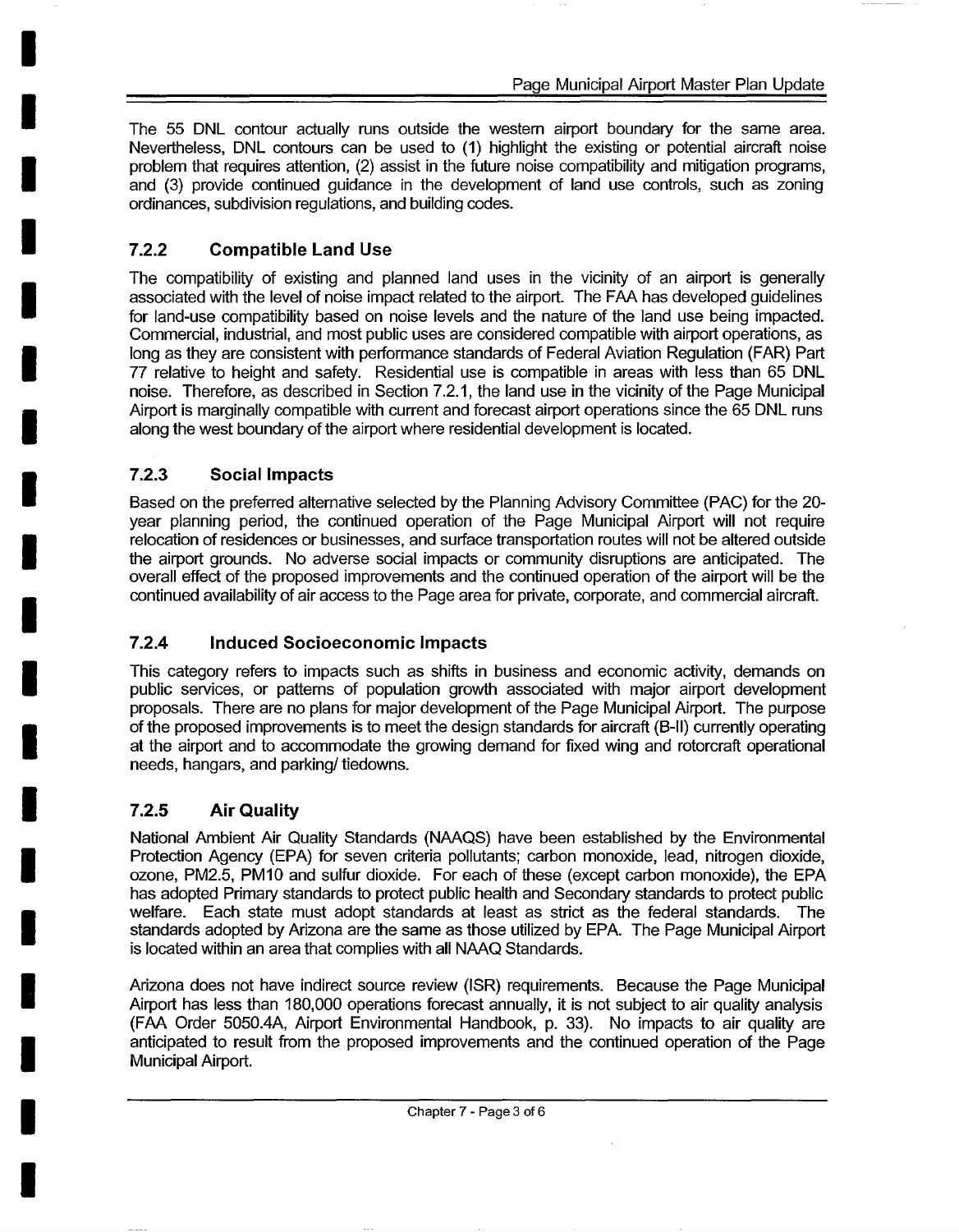The 55 DNL contour actually runs outside the western airport boundary for the same area. Nevertheless, DNL contours can be used to (1) highlight the existing or potential aircraft noise problem that requires attention, (2) assist in the future noise compatibility and mitigation programs, and (3) provide continued guidance in the development of land use controls, such as zoning ordinances, subdivision regulations, and building codes.

### 7.2.2 Compatible Land Use

The compatibility of existing and planned land uses in the vicinity of an airport is generally associated with the level of noise impact related to the airport. The FAA has developed guidelines for land-use compatibility based on noise levels and the nature of the land use being impacted. Commercial, industrial, and most public uses are considered compatible with airport operations, as long as they are consistent with performance standards of Federal Aviation Regulation (FAR) Part 77 relative to height and safety. Residential use is compatible in areas with less than 65 DNL noise. Therefore, as described in Section 7.2.1, the land use in the vicinity of the Page Municipal Airport is marginally compatible with current and forecast airport operations since the 65 DNL runs along the west boundary of the airport where residential development is located.

### 7.2.3 Social Impacts

Based on the preferred alternative selected by the Planning Advisory Committee (PAC) for the 20-year planning period, the continued operation of the Page Municipal Airport will not require relocation of residences or businesses, and surface transportation routes will not be altered outside the airport grounds. No adverse social impacts or community disruptions are anticipated. The overall effect of the proposed improvements and the continued operation of the airport will be the continued availability of air access to the Page area for private, corporate, and commercial aircraft.

### 7.2.4 Induced Socioeconomic Impacts

This category refers to impacts such as shifts in business and economic activity, demands on public services, or patterns of population growth associated with major airport development proposals. There are no plans for major development of the Page Municipal Airport. The purpose of the proposed improvements is to meet the design standards for aircraft (B-II) currently operating at the airport and to accommodate the growing demand for fixed wing and rotorcraft operational needs, hangars, and parking/ tiedowns.

### 7.2.5 Air Quality

National Ambient Air Quality Standards (NAAQS) have been established by the Environmental Protection Agency (EPA) for seven criteria pollutants; carbon monoxide, lead, nitrogen dioxide, ozone, PM2.5, PM10 and sulfur dioxide. For each of these (except carbon monoxide), the EPA has adopted Primary standards to protect public health and Secondary standards to protect public welfare. Each state must adopt standards at least as strict as the federal standards. The standards adopted by Arizona are the same as those utilized by EPA. The Page Municipal Airport is located within an area that complies with all NAAQ Standards.

Arizona does not have indirect source review (ISR) requirements. Because the Page Municipal Airport has less than 180,000 operations forecast annually, it is not subject to air quality analysis (FAA Order 5050.4A, Airport Environmental Handbook, p. 33). No impacts to air quality are anticipated to result from the proposed improvements and the continued operation of the Page Municipal Airport.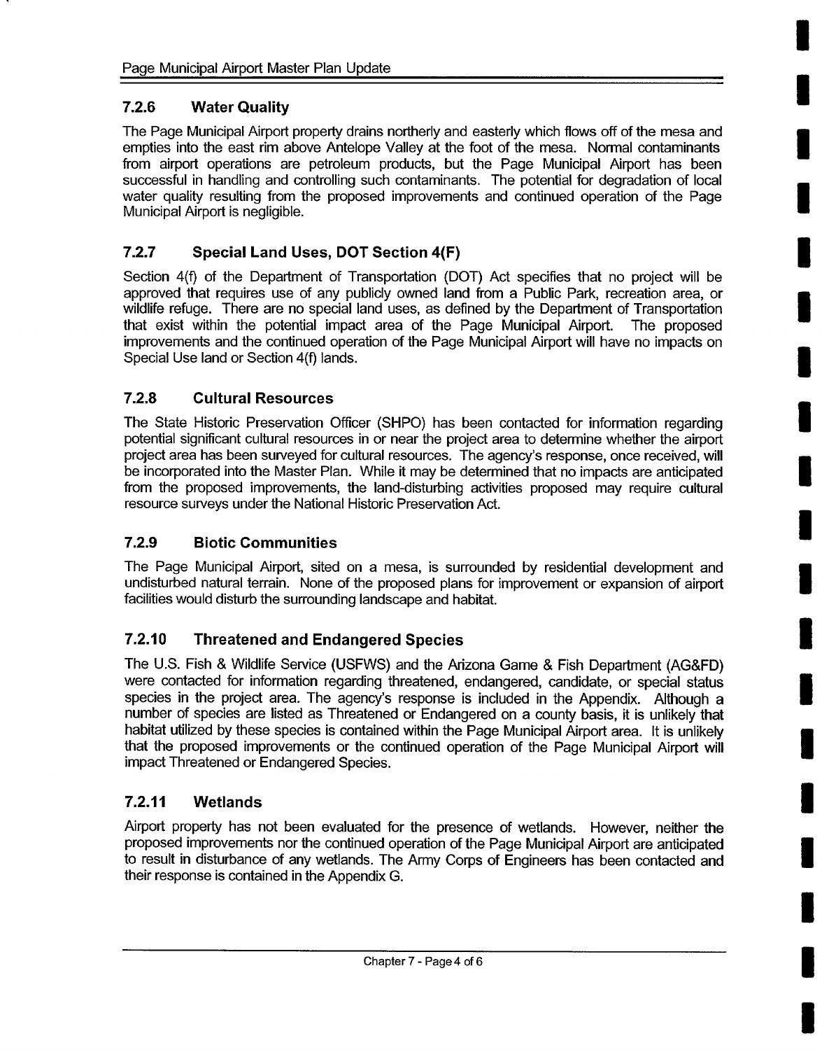### 7.2.6 Water Quality

The Page Municipal Airport property drains northerly and easterly which flows off of the mesa and empties into the east rim above Antelope Valley at the foot of the mesa. Normal contaminants from airport operations are petroleum products, but the Page Municipal Airport has been successful in handling and controlling such contaminants. The potential for degradation of local water quality resulting from the proposed improvements and continued operation of the Page Municipal Airport is negligible.

### 7.2.7 Special Land Uses, DOT Section 4(F)

Section 4(f) of the Department of Transportation (DOT) Act specifies that no project will be approved that requires use of any publicly owned land from a Public Park, recreation area, or wildlife refuge. There are no special land uses, as defined by the Department of Transportation that exist within the potential impact area of the Page Municipal Airport. The proposed improvements and the continued operation of the Page Municipal Airport will have no impacts on Special Use land or Section 4(f) lands.

### 7.2.8 Cultural Resources

The State Historic Preservation Officer (SHPO) has been contacted for information regarding potential significant cultural resources in or near the project area to determine whether the airport project area has been surveyed for cultural resources. The agency's response, once received, will be incorporated into the Master Plan. While it may be determined that no impacts are anticipated from the proposed improvements, the land-disturbing activities proposed may require cultural resource surveys under the National Historic Preservation Act.

### 7.2.9 Biotic Communities

The Page Municipal Airport, sited on a mesa, is surrounded by residential development and undisturbed natural terrain. None of the proposed plans for improvement or expansion of airport facilities would disturb the surrounding landscape and habitat.

### 7.2.10 Threatened and Endangered Species

The U.S. Fish & Wildlife Service (USFWS) and the Arizona Game & Fish Department (AG&FD) were contacted for information regarding threatened, endangered, candidate, or special status species in the project area. The agency's response is included in the Appendix. Although a number of species are listed as Threatened or Endangered on a county basis, it is unlikely that habitat utilized by these species is contained within the Page Municipal Airport area. It is unlikely that the proposed improvements or the continued operation of the Page Municipal Airport will impact Threatened or Endangered Species.

### 7.2.11 Wetlands

Airport property has not been evaluated for the presence of wetlands. However, neither the proposed improvements nor the continued operation of the Page Municipal Airport are anticipated to result in disturbance of any wetlands. The Army Corps of Engineers has been contacted and their response is contained in the Appendix G.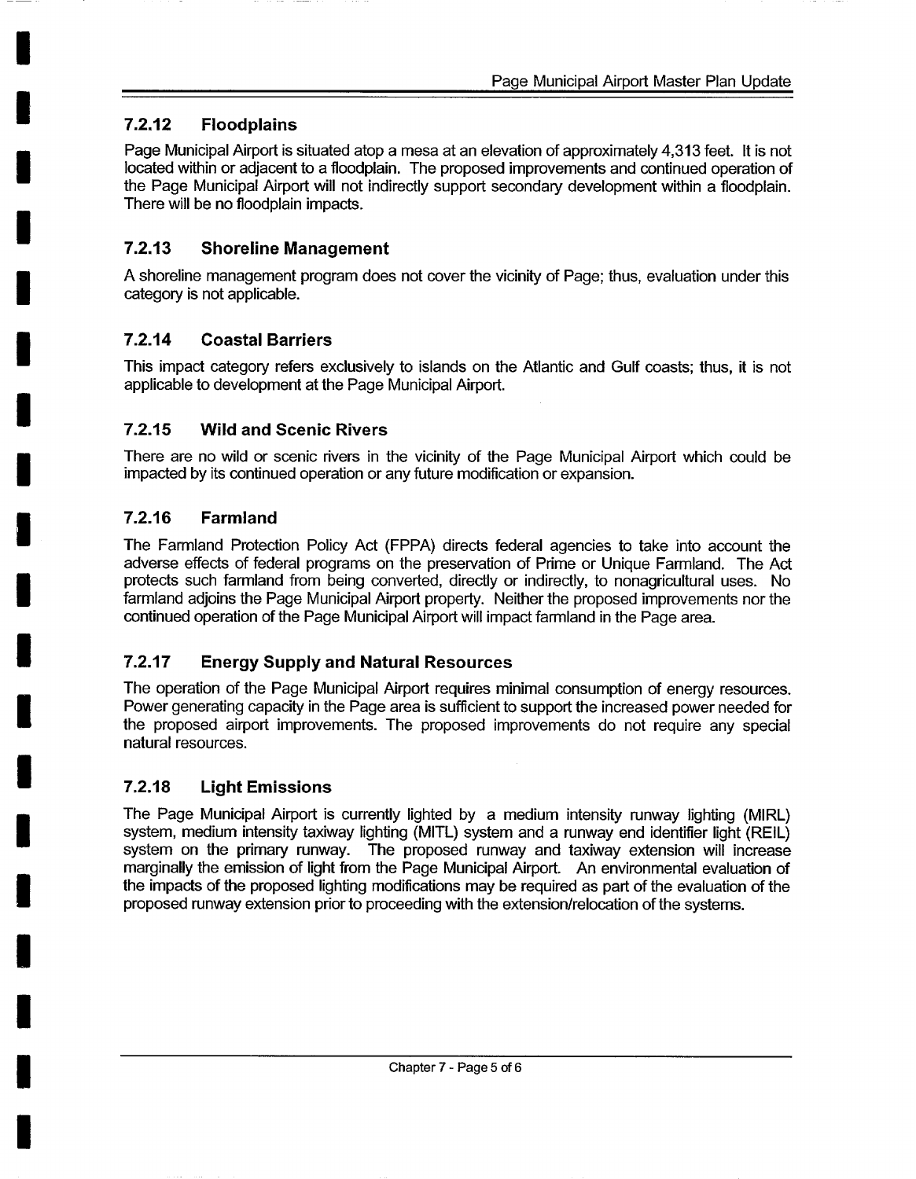### 7.2.12 Floodplains

Page Municipal Airport is situated atop a mesa at an elevation of approximately 4,313 feet. It is not located within or adjacent to a floodplain. The proposed improvements and continued operation of the Page Municipal Airport will not indirectly support secondary development within a floodplain. There will be no floodplain impacts.

### 7.2.13 Shoreline Management

A shoreline management program does not cover the vicinity of Page; thus, evaluation under this category is not applicable.

### 7.2.14 Coastal Barriers

This impact category refers exclusively to islands on the Atlantic and Gulf coasts; thus, it is not applicable to development at the Page Municipal Airport.

### 7.2.15 Wild and Scenic Rivers

There are no wild or scenic rivers in the vicinity of the Page Municipal Airport which could be impacted by its continued operation or any future modification or expansion.

### 7.2.16 Farmland

The Farmland Protection Policy Act (FPPA) directs federal agencies to take into account the adverse effects of federal programs on the preservation of Prime or Unique Farmland. The Act protects such farmland from being converted, directly or indirectly, to nonagricultural uses. No farmland adjoins the Page Municipal Airport property. Neither the proposed improvements nor the continued operation of the Page Municipal Airport will impact farmland in the Page area.

### 7.2.17 Energy Supply and Natural Resources

The operation of the Page Municipal Airport requires minimal consumption of energy resources. Power generating capacity in the Page area is sufficient to support the increased power needed for the proposed airport improvements. The proposed improvements do not require any special natural resources.

### 7.2.18 Light Emissions

The Page Municipal Airport is currently lighted by a medium intensity runway lighting (MIRL) system, medium intensity taxiway lighting (MITL) system and a runway end identifier light (REIL) system on the primary runway. The proposed runway and taxiway extension will increase marginally the emission of light from the Page Municipal Airport. An environmental evaluation of the impacts of the proposed lighting modifications may be required as part of the evaluation of the proposed runway extension prior to proceeding with the extension/relocation of the systems.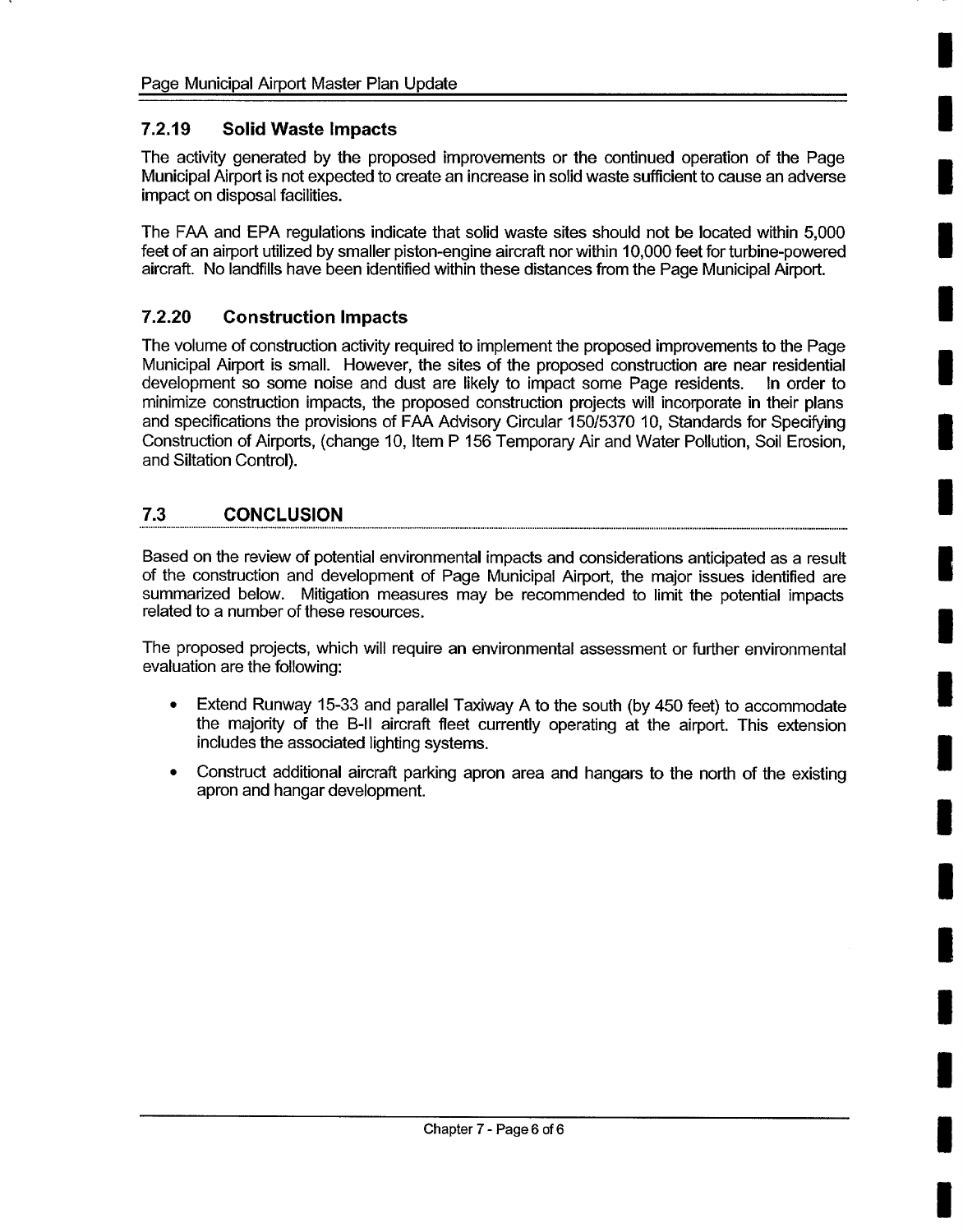### 7.2.19 Solid Waste Impacts

The activity generated by the proposed improvements or the continued operation of the Page Municipal Airport is not expected to create an increase in solid waste sufficient to cause an adverse impact on disposal facilities.

The FAA and EPA regulations indicate that solid waste sites should not be located within 5,000 feet of an airport utilized by smaller piston-engine aircraft nor within 10,000 feet for turbine-powered aircraft. No landfills have been identified within these distances from the Page Municipal Airport.

### 7.2.20 Construction Impacts

The volume of construction activity required to implement the proposed improvements to the Page Municipal Airport is small. However, the sites of the proposed construction are near residential development so some noise and dust are likely to impact some Page residents. In order to minimize construction impacts, the proposed construction projects will incorporate in their plans and specifications the provisions of FAA Advisory Circular 150/5370 10, Standards for Specifying Construction of Airports, (change 10, Item P 156 Temporary Air and Water Pollution, Soil Erosion, and Siltation Control).

## 7.3 CONCLUSION

Based on the review of potential environmental impacts and considerations anticipated as a result of the construction and development of Page Municipal Airport, the major issues identified are summarized below. Mitigation measures may be recommended to limit the potential impacts related to a number of these resources.

The proposed projects, which will require an environmental assessment or further environmental evaluation are the following:

- Extend Runway 15-33 and parallel Taxiway A to the south (by 450 feet) to accommodate the majority of the B-II aircraft fleet currently operating at the airport. This extension includes the associated lighting systems.
- Construct additional aircraft parking apron area and hangars to the north of the existing apron and hangar development.